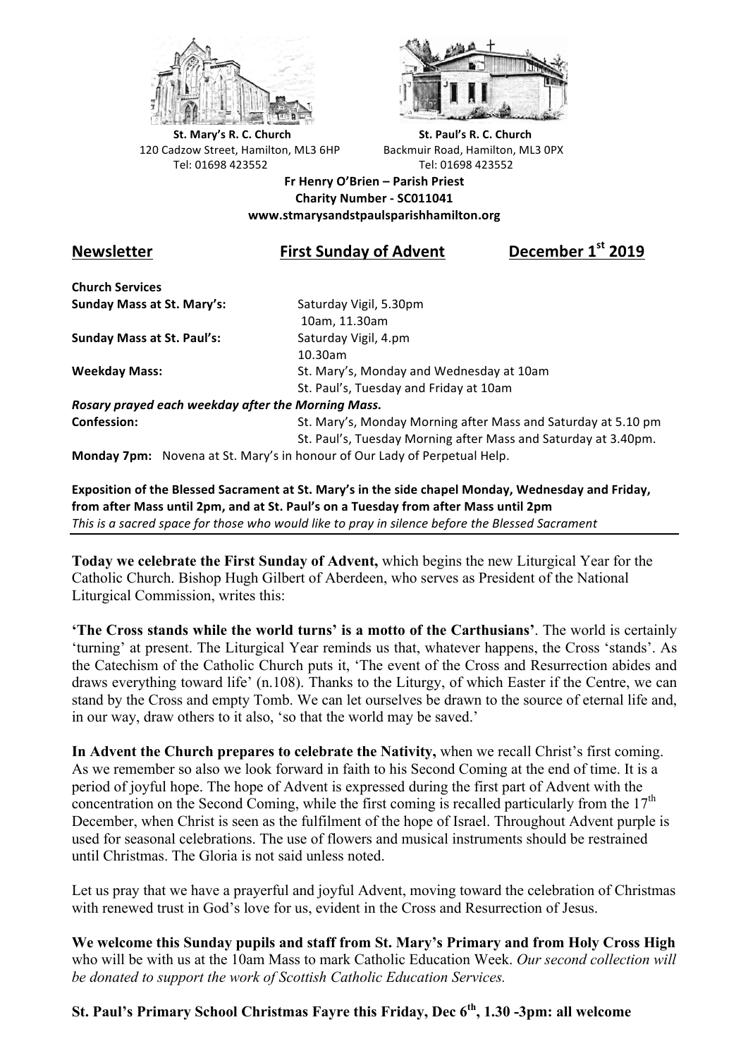**St. Mary's R. C. Church**
120 Cadzow Street, Hamilton, ML3 6HP
Tel: 01698 423552

**St. Paul's R. C. Church**
Backmuir Road, Hamilton, ML3 0PX
Tel: 01698 423552

**Fr Henry O'Brien – Parish Priest**
**Charity Number - SC011041**
**www.stmarysandstpaulsparishhamilton.org**

## Newsletter — First Sunday of Advent — December 1st 2019

**Church Services**

| | |
|---|---|
| **Sunday Mass at St. Mary's:** | Saturday Vigil, 5.30pm<br>10am, 11.30am |
| **Sunday Mass at St. Paul's:** | Saturday Vigil, 4.pm<br>10.30am |
| **Weekday Mass:** | St. Mary's, Monday and Wednesday at 10am<br>St. Paul's, Tuesday and Friday at 10am |

***Rosary prayed each weekday after the Morning Mass.***

| | |
|---|---|
| **Confession:** | St. Mary's, Monday Morning after Mass and Saturday at 5.10 pm<br>St. Paul's, Tuesday Morning after Mass and Saturday at 3.40pm. |

**Monday 7pm:** Novena at St. Mary's in honour of Our Lady of Perpetual Help.

**Exposition of the Blessed Sacrament at St. Mary's in the side chapel Monday, Wednesday and Friday, from after Mass until 2pm, and at St. Paul's on a Tuesday from after Mass until 2pm**
*This is a sacred space for those who would like to pray in silence before the Blessed Sacrament*

---

**Today we celebrate the First Sunday of Advent,** which begins the new Liturgical Year for the Catholic Church. Bishop Hugh Gilbert of Aberdeen, who serves as President of the National Liturgical Commission, writes this:

**'The Cross stands while the world turns' is a motto of the Carthusians'**. The world is certainly 'turning' at present. The Liturgical Year reminds us that, whatever happens, the Cross 'stands'. As the Catechism of the Catholic Church puts it, 'The event of the Cross and Resurrection abides and draws everything toward life' (n.108). Thanks to the Liturgy, of which Easter if the Centre, we can stand by the Cross and empty Tomb. We can let ourselves be drawn to the source of eternal life and, in our way, draw others to it also, 'so that the world may be saved.'

**In Advent the Church prepares to celebrate the Nativity,** when we recall Christ's first coming. As we remember so also we look forward in faith to his Second Coming at the end of time. It is a period of joyful hope. The hope of Advent is expressed during the first part of Advent with the concentration on the Second Coming, while the first coming is recalled particularly from the 17th December, when Christ is seen as the fulfilment of the hope of Israel. Throughout Advent purple is used for seasonal celebrations. The use of flowers and musical instruments should be restrained until Christmas. The Gloria is not said unless noted.

Let us pray that we have a prayerful and joyful Advent, moving toward the celebration of Christmas with renewed trust in God's love for us, evident in the Cross and Resurrection of Jesus.

**We welcome this Sunday pupils and staff from St. Mary's Primary and from Holy Cross High** who will be with us at the 10am Mass to mark Catholic Education Week. *Our second collection will be donated to support the work of Scottish Catholic Education Services.*

**St. Paul's Primary School Christmas Fayre this Friday, Dec 6th, 1.30 -3pm: all welcome**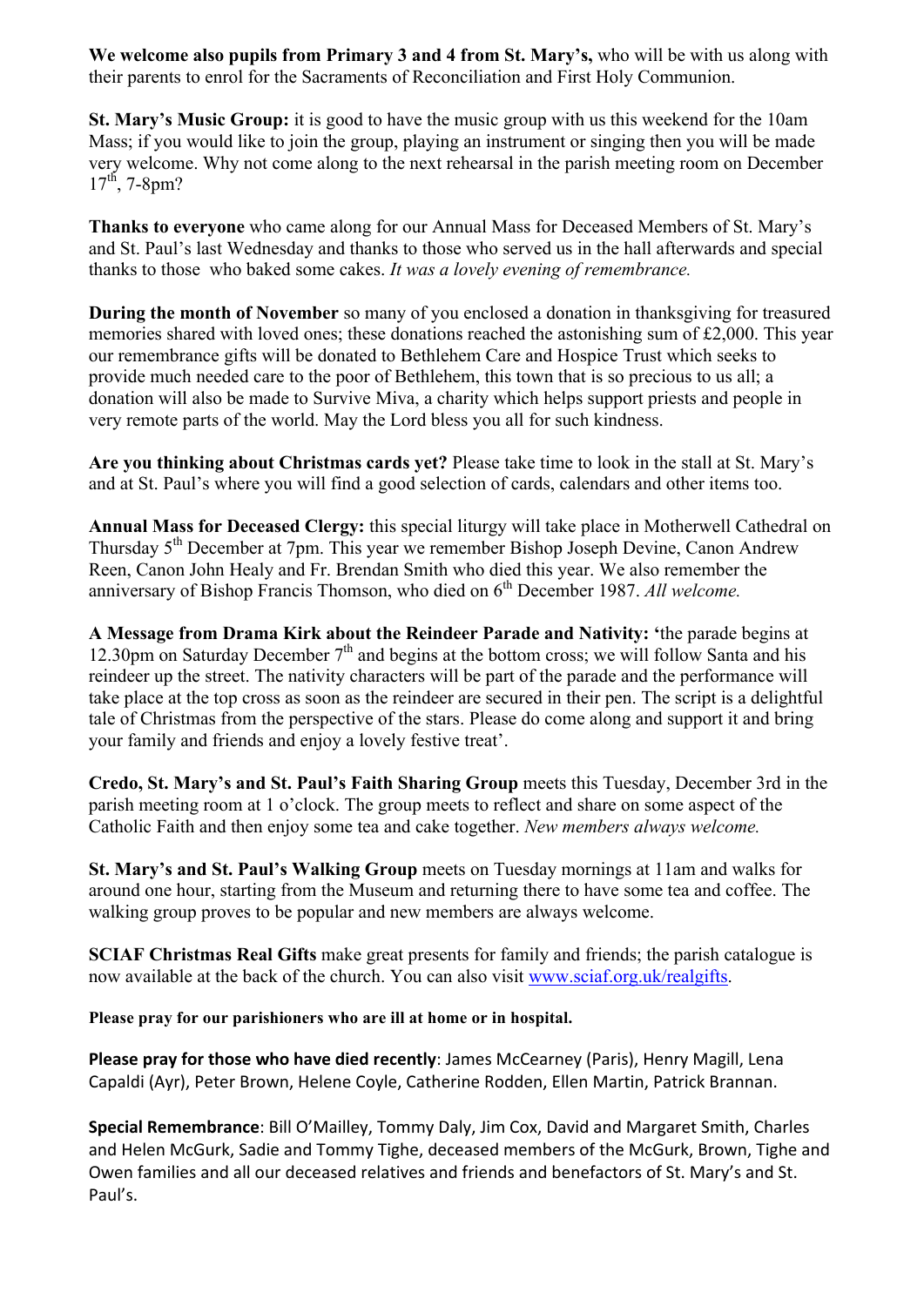**We welcome also pupils from Primary 3 and 4 from St. Mary's,** who will be with us along with their parents to enrol for the Sacraments of Reconciliation and First Holy Communion.

**St. Mary's Music Group:** it is good to have the music group with us this weekend for the 10am Mass; if you would like to join the group, playing an instrument or singing then you will be made very welcome. Why not come along to the next rehearsal in the parish meeting room on December 17th, 7-8pm?

**Thanks to everyone** who came along for our Annual Mass for Deceased Members of St. Mary's and St. Paul's last Wednesday and thanks to those who served us in the hall afterwards and special thanks to those who baked some cakes. *It was a lovely evening of remembrance.*

**During the month of November** so many of you enclosed a donation in thanksgiving for treasured memories shared with loved ones; these donations reached the astonishing sum of £2,000. This year our remembrance gifts will be donated to Bethlehem Care and Hospice Trust which seeks to provide much needed care to the poor of Bethlehem, this town that is so precious to us all; a donation will also be made to Survive Miva, a charity which helps support priests and people in very remote parts of the world. May the Lord bless you all for such kindness.

**Are you thinking about Christmas cards yet?** Please take time to look in the stall at St. Mary's and at St. Paul's where you will find a good selection of cards, calendars and other items too.

**Annual Mass for Deceased Clergy:** this special liturgy will take place in Motherwell Cathedral on Thursday 5th December at 7pm. This year we remember Bishop Joseph Devine, Canon Andrew Reen, Canon John Healy and Fr. Brendan Smith who died this year. We also remember the anniversary of Bishop Francis Thomson, who died on 6th December 1987. *All welcome.*

**A Message from Drama Kirk about the Reindeer Parade and Nativity:** 'the parade begins at 12.30pm on Saturday December 7th and begins at the bottom cross; we will follow Santa and his reindeer up the street. The nativity characters will be part of the parade and the performance will take place at the top cross as soon as the reindeer are secured in their pen. The script is a delightful tale of Christmas from the perspective of the stars. Please do come along and support it and bring your family and friends and enjoy a lovely festive treat'.

**Credo, St. Mary's and St. Paul's Faith Sharing Group** meets this Tuesday, December 3rd in the parish meeting room at 1 o'clock. The group meets to reflect and share on some aspect of the Catholic Faith and then enjoy some tea and cake together. *New members always welcome.*

**St. Mary's and St. Paul's Walking Group** meets on Tuesday mornings at 11am and walks for around one hour, starting from the Museum and returning there to have some tea and coffee. The walking group proves to be popular and new members are always welcome.

**SCIAF Christmas Real Gifts** make great presents for family and friends; the parish catalogue is now available at the back of the church. You can also visit www.sciaf.org.uk/realgifts.

**Please pray for our parishioners who are ill at home or in hospital.**

**Please pray for those who have died recently**: James McCearney (Paris), Henry Magill, Lena Capaldi (Ayr), Peter Brown, Helene Coyle, Catherine Rodden, Ellen Martin, Patrick Brannan.

**Special Remembrance**: Bill O'Mailley, Tommy Daly, Jim Cox, David and Margaret Smith, Charles and Helen McGurk, Sadie and Tommy Tighe, deceased members of the McGurk, Brown, Tighe and Owen families and all our deceased relatives and friends and benefactors of St. Mary's and St. Paul's.